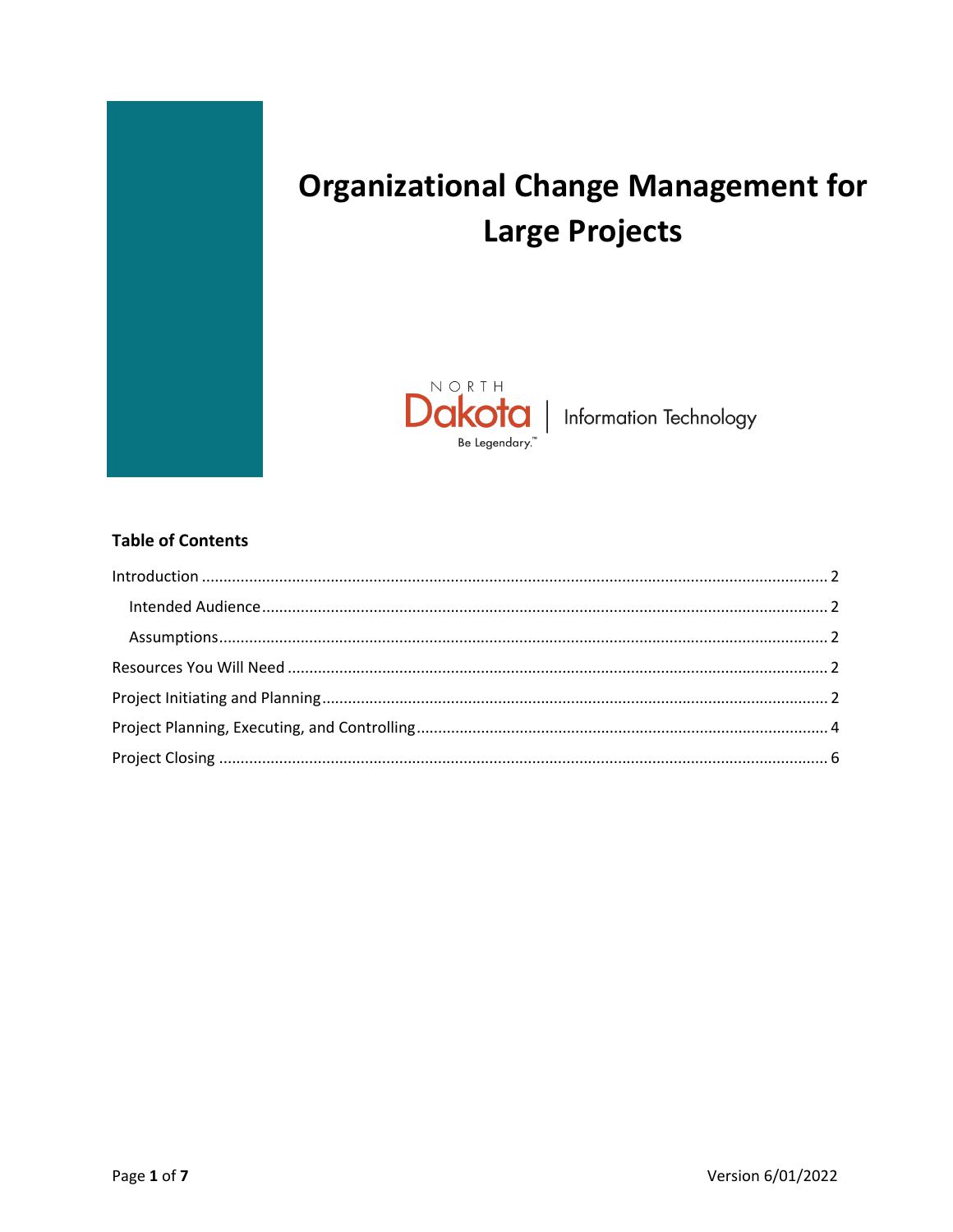# Organizational Change Management for Large Projects

NORTH Dakota | Information Technology

Be Legendary.™

**Table of Contents**

Introduction ........................................................................................................ 2

Intended Audience ........................................................................................ 2

Assumptions .................................................................................................. 2

Resources You Will Need .................................................................................... 2

Project Initiating and Planning ............................................................................ 2

Project Planning, Executing, and Controlling ....................................................... 4

Project Closing .................................................................................................... 6

Version 6/01/2022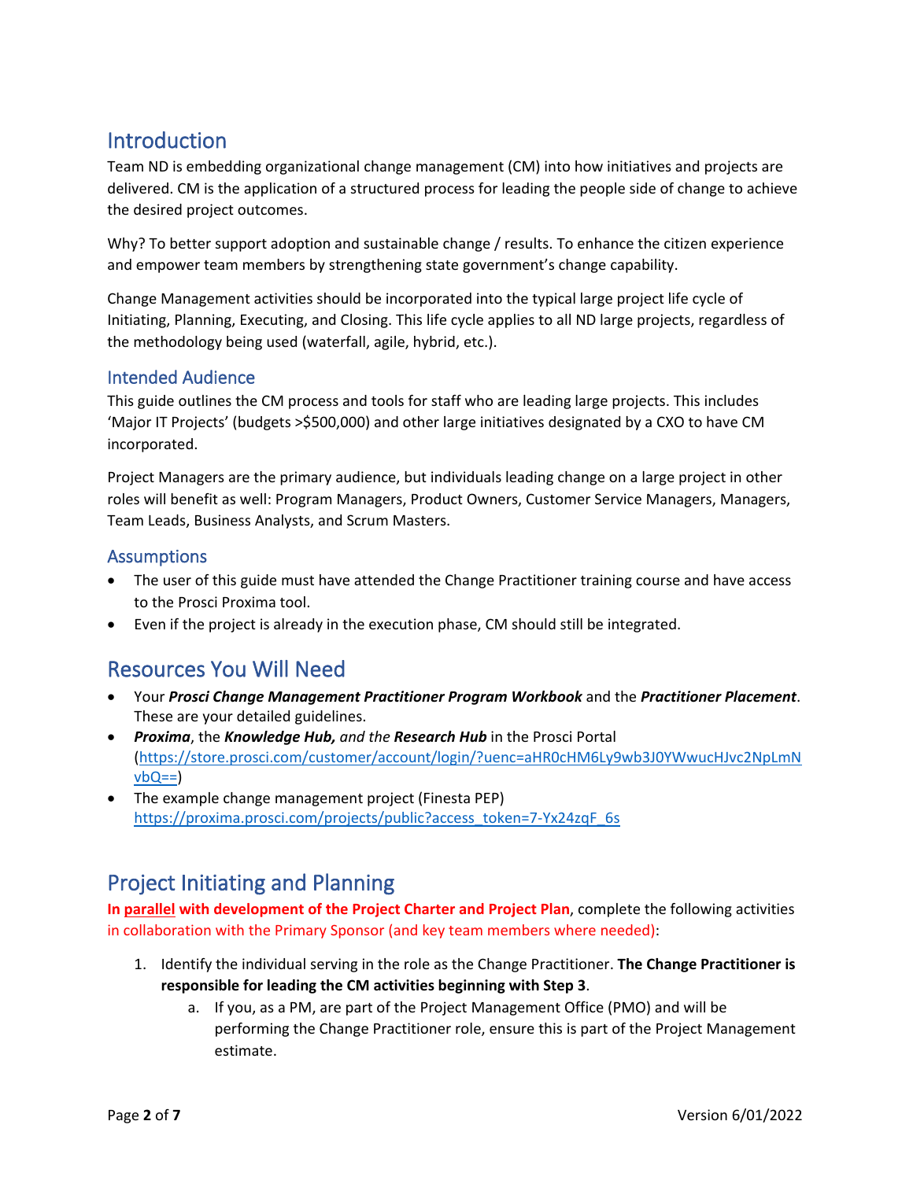## Introduction

Team ND is embedding organizational change management (CM) into how initiatives and projects are delivered. CM is the application of a structured process for leading the people side of change to achieve the desired project outcomes.

Why? To better support adoption and sustainable change / results. To enhance the citizen experience and empower team members by strengthening state government's change capability.

Change Management activities should be incorporated into the typical large project life cycle of Initiating, Planning, Executing, and Closing. This life cycle applies to all ND large projects, regardless of the methodology being used (waterfall, agile, hybrid, etc.).

### Intended Audience

This guide outlines the CM process and tools for staff who are leading large projects. This includes 'Major IT Projects' (budgets >$500,000) and other large initiatives designated by a CXO to have CM incorporated.

Project Managers are the primary audience, but individuals leading change on a large project in other roles will benefit as well: Program Managers, Product Owners, Customer Service Managers, Managers, Team Leads, Business Analysts, and Scrum Masters.

### Assumptions

- The user of this guide must have attended the Change Practitioner training course and have access to the Prosci Proxima tool.
- Even if the project is already in the execution phase, CM should still be integrated.

## Resources You Will Need

- Your ***Prosci Change Management Practitioner Program Workbook*** and the ***Practitioner Placement***. These are your detailed guidelines.
- ***Proxima***, the ***Knowledge Hub,*** *and the* ***Research Hub*** in the Prosci Portal (https://store.prosci.com/customer/account/login/?uenc=aHR0cHM6Ly9wb3J0YWwucHJvc2NpLmNvbQ==)
- The example change management project (Finesta PEP) https://proxima.prosci.com/projects/public?access_token=7-Yx24zqF_6s

## Project Initiating and Planning

**In parallel with development of the Project Charter and Project Plan**, complete the following activities in collaboration with the Primary Sponsor (and key team members where needed):

1. Identify the individual serving in the role as the Change Practitioner. **The Change Practitioner is responsible for leading the CM activities beginning with Step 3**.
   a. If you, as a PM, are part of the Project Management Office (PMO) and will be performing the Change Practitioner role, ensure this is part of the Project Management estimate.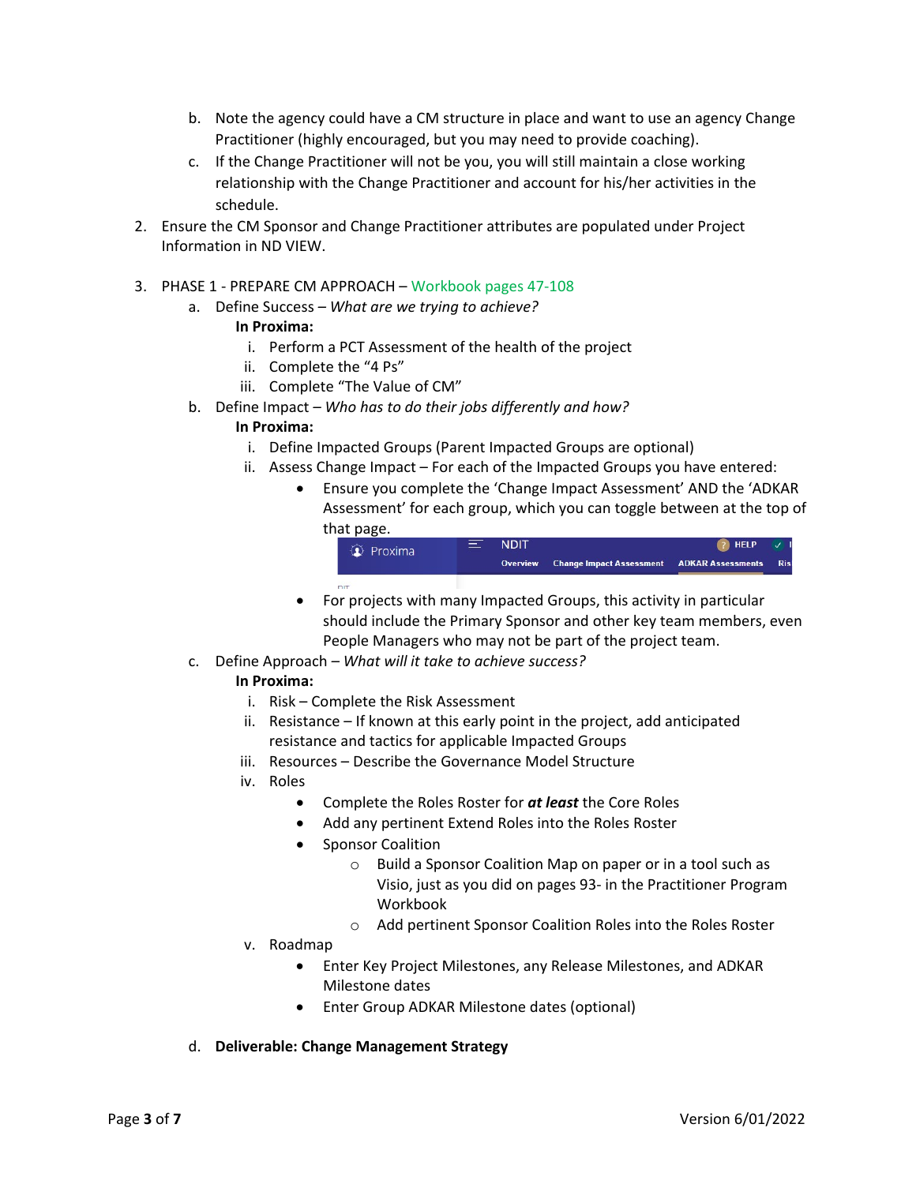b. Note the agency could have a CM structure in place and want to use an agency Change Practitioner (highly encouraged, but you may need to provide coaching).
   c. If the Change Practitioner will not be you, you will still maintain a close working relationship with the Change Practitioner and account for his/her activities in the schedule.
2. Ensure the CM Sponsor and Change Practitioner attributes are populated under Project Information in ND VIEW.

3. PHASE 1 - PREPARE CM APPROACH – Workbook pages 47-108
   a. Define Success – *What are we trying to achieve?*

      **In Proxima:**

      i. Perform a PCT Assessment of the health of the project
      ii. Complete the "4 Ps"
      iii. Complete "The Value of CM"
   b. Define Impact – *Who has to do their jobs differently and how?*

      **In Proxima:**

      i. Define Impacted Groups (Parent Impacted Groups are optional)
      ii. Assess Change Impact – For each of the Impacted Groups you have entered:
         - Ensure you complete the 'Change Impact Assessment' AND the 'ADKAR Assessment' for each group, which you can toggle between at the top of that page.
         - For projects with many Impacted Groups, this activity in particular should include the Primary Sponsor and other key team members, even People Managers who may not be part of the project team.
   c. Define Approach – *What will it take to achieve success?*

      **In Proxima:**

      i. Risk – Complete the Risk Assessment
      ii. Resistance – If known at this early point in the project, add anticipated resistance and tactics for applicable Impacted Groups
      iii. Resources – Describe the Governance Model Structure
      iv. Roles
         - Complete the Roles Roster for ***at least*** the Core Roles
         - Add any pertinent Extend Roles into the Roles Roster
         - Sponsor Coalition
            - Build a Sponsor Coalition Map on paper or in a tool such as Visio, just as you did on pages 93- in the Practitioner Program Workbook
            - Add pertinent Sponsor Coalition Roles into the Roles Roster
      v. Roadmap
         - Enter Key Project Milestones, any Release Milestones, and ADKAR Milestone dates
         - Enter Group ADKAR Milestone dates (optional)

   d. **Deliverable: Change Management Strategy**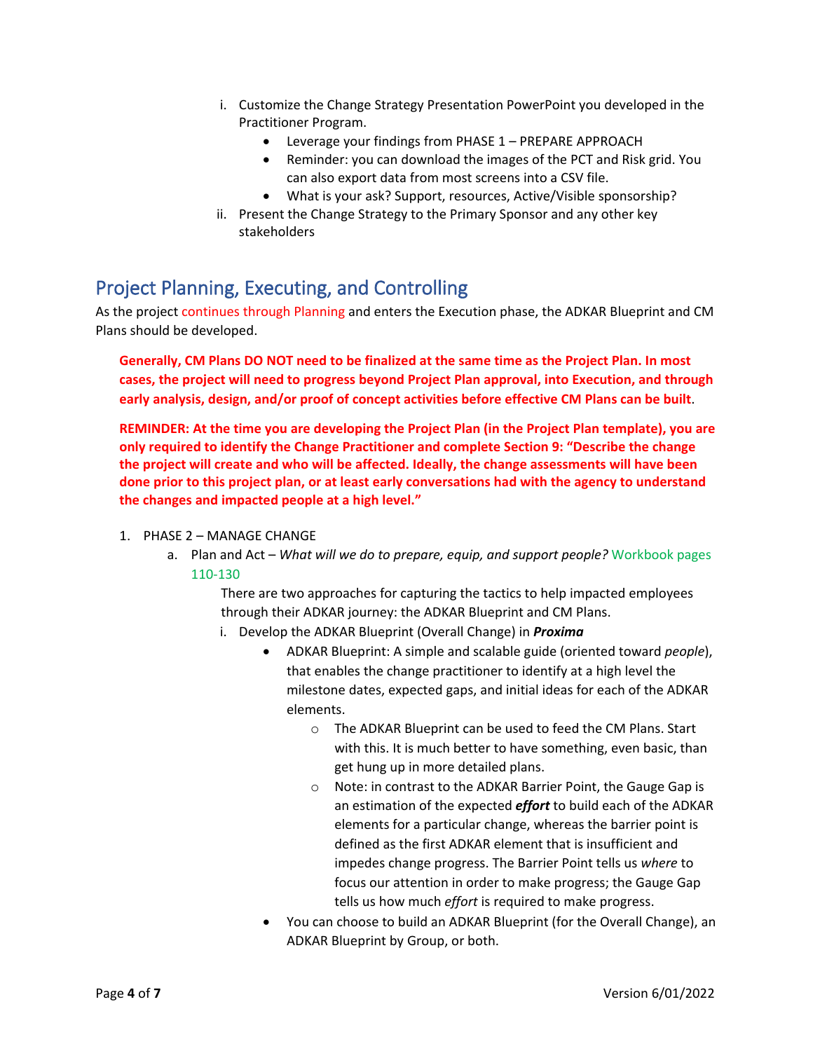i. Customize the Change Strategy Presentation PowerPoint you developed in the Practitioner Program.
    - Leverage your findings from PHASE 1 – PREPARE APPROACH
    - Reminder: you can download the images of the PCT and Risk grid. You can also export data from most screens into a CSV file.
    - What is your ask? Support, resources, Active/Visible sponsorship?

ii. Present the Change Strategy to the Primary Sponsor and any other key stakeholders

## Project Planning, Executing, and Controlling

As the project continues through Planning and enters the Execution phase, the ADKAR Blueprint and CM Plans should be developed.

**Generally, CM Plans DO NOT need to be finalized at the same time as the Project Plan. In most cases, the project will need to progress beyond Project Plan approval, into Execution, and through early analysis, design, and/or proof of concept activities before effective CM Plans can be built.**

**REMINDER: At the time you are developing the Project Plan (in the Project Plan template), you are only required to identify the Change Practitioner and complete Section 9: "Describe the change the project will create and who will be affected. Ideally, the change assessments will have been done prior to this project plan, or at least early conversations had with the agency to understand the changes and impacted people at a high level."**

1. PHASE 2 – MANAGE CHANGE
    a. Plan and Act – *What will we do to prepare, equip, and support people?* Workbook pages 110-130

        There are two approaches for capturing the tactics to help impacted employees through their ADKAR journey: the ADKAR Blueprint and CM Plans.

        i. Develop the ADKAR Blueprint (Overall Change) in ***Proxima***
            - ADKAR Blueprint: A simple and scalable guide (oriented toward *people*), that enables the change practitioner to identify at a high level the milestone dates, expected gaps, and initial ideas for each of the ADKAR elements.
                - The ADKAR Blueprint can be used to feed the CM Plans. Start with this. It is much better to have something, even basic, than get hung up in more detailed plans.
                - Note: in contrast to the ADKAR Barrier Point, the Gauge Gap is an estimation of the expected ***effort*** to build each of the ADKAR elements for a particular change, whereas the barrier point is defined as the first ADKAR element that is insufficient and impedes change progress. The Barrier Point tells us *where* to focus our attention in order to make progress; the Gauge Gap tells us how much *effort* is required to make progress.
            - You can choose to build an ADKAR Blueprint (for the Overall Change), an ADKAR Blueprint by Group, or both.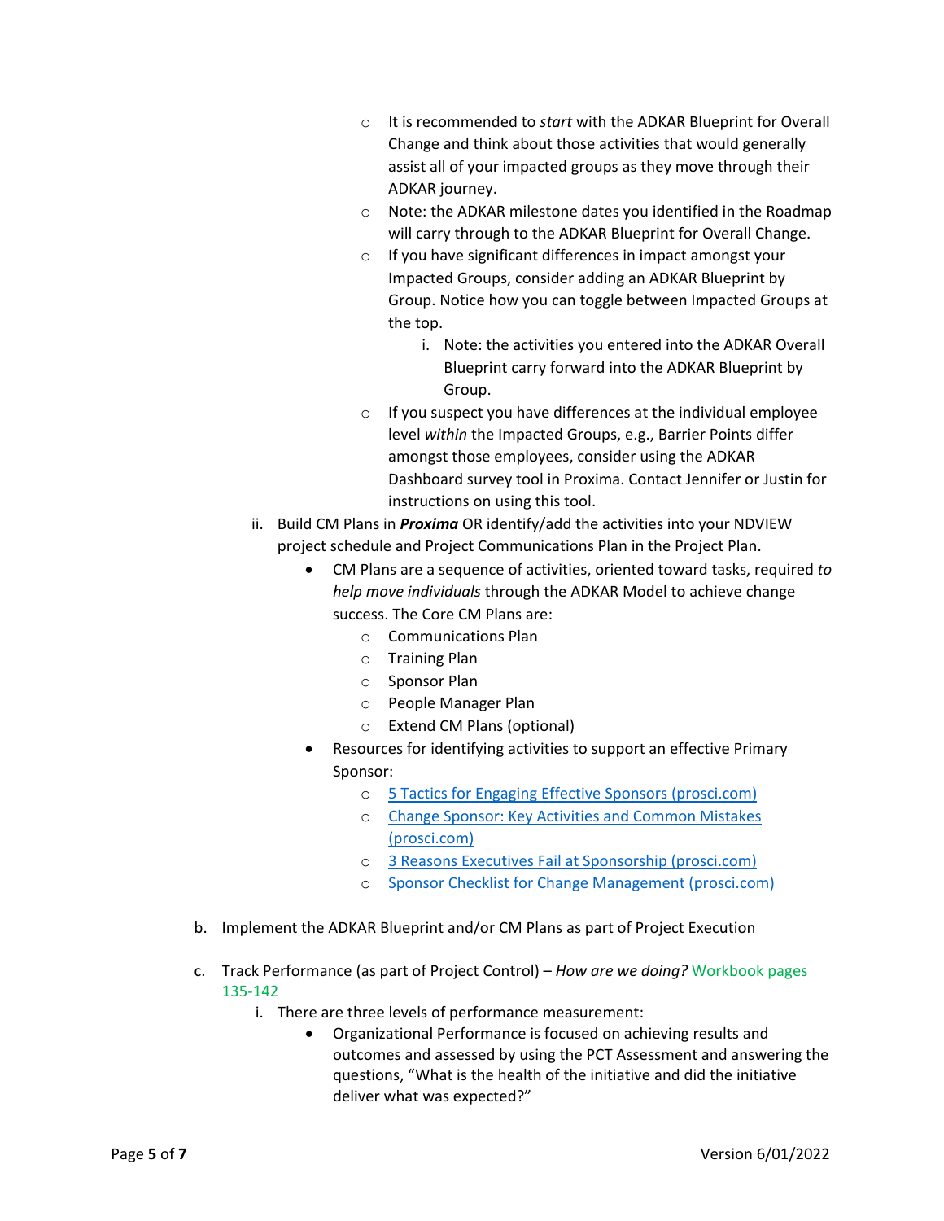- It is recommended to *start* with the ADKAR Blueprint for Overall Change and think about those activities that would generally assist all of your impacted groups as they move through their ADKAR journey.
  - Note: the ADKAR milestone dates you identified in the Roadmap will carry through to the ADKAR Blueprint for Overall Change.
  - If you have significant differences in impact amongst your Impacted Groups, consider adding an ADKAR Blueprint by Group. Notice how you can toggle between Impacted Groups at the top.
    i. Note: the activities you entered into the ADKAR Overall Blueprint carry forward into the ADKAR Blueprint by Group.
  - If you suspect you have differences at the individual employee level *within* the Impacted Groups, e.g., Barrier Points differ amongst those employees, consider using the ADKAR Dashboard survey tool in Proxima. Contact Jennifer or Justin for instructions on using this tool.

ii. Build CM Plans in ***Proxima*** OR identify/add the activities into your NDVIEW project schedule and Project Communications Plan in the Project Plan.

- CM Plans are a sequence of activities, oriented toward tasks, required *to help move individuals* through the ADKAR Model to achieve change success. The Core CM Plans are:
  - Communications Plan
  - Training Plan
  - Sponsor Plan
  - People Manager Plan
  - Extend CM Plans (optional)
- Resources for identifying activities to support an effective Primary Sponsor:
  - 5 Tactics for Engaging Effective Sponsors (prosci.com)
  - Change Sponsor: Key Activities and Common Mistakes (prosci.com)
  - 3 Reasons Executives Fail at Sponsorship (prosci.com)
  - Sponsor Checklist for Change Management (prosci.com)

b. Implement the ADKAR Blueprint and/or CM Plans as part of Project Execution

c. Track Performance (as part of Project Control) – *How are we doing?* Workbook pages 135-142

i. There are three levels of performance measurement:

- Organizational Performance is focused on achieving results and outcomes and assessed by using the PCT Assessment and answering the questions, "What is the health of the initiative and did the initiative deliver what was expected?"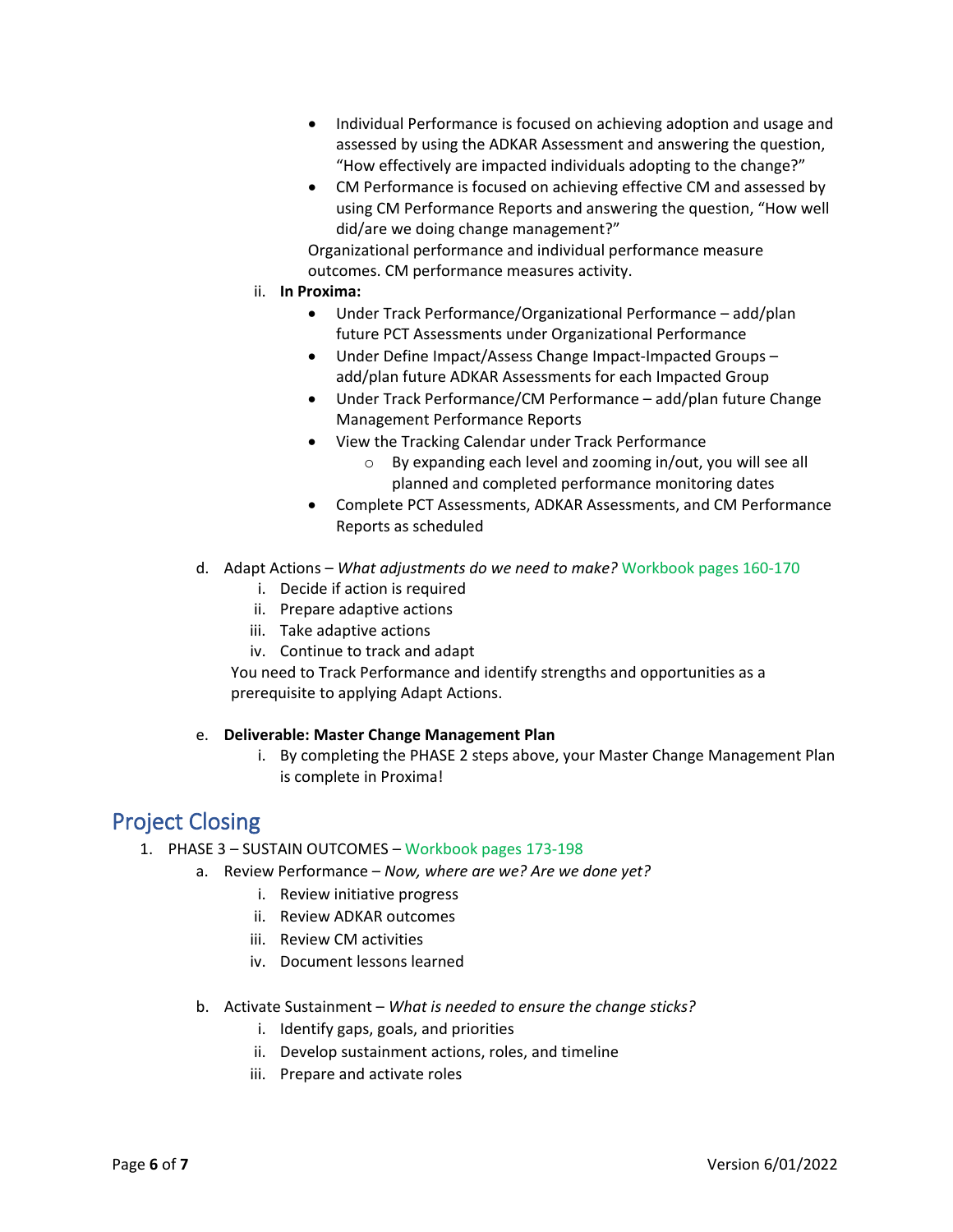- Individual Performance is focused on achieving adoption and usage and assessed by using the ADKAR Assessment and answering the question, “How effectively are impacted individuals adopting to the change?”
    - CM Performance is focused on achieving effective CM and assessed by using CM Performance Reports and answering the question, “How well did/are we doing change management?”

    Organizational performance and individual performance measure outcomes. CM performance measures activity.

  ii. **In Proxima:**
    - Under Track Performance/Organizational Performance – add/plan future PCT Assessments under Organizational Performance
    - Under Define Impact/Assess Change Impact-Impacted Groups – add/plan future ADKAR Assessments for each Impacted Group
    - Under Track Performance/CM Performance – add/plan future Change Management Performance Reports
    - View the Tracking Calendar under Track Performance
      - By expanding each level and zooming in/out, you will see all planned and completed performance monitoring dates
    - Complete PCT Assessments, ADKAR Assessments, and CM Performance Reports as scheduled

d. Adapt Actions – *What adjustments do we need to make?* Workbook pages 160-170
  i. Decide if action is required
  ii. Prepare adaptive actions
  iii. Take adaptive actions
  iv. Continue to track and adapt

  You need to Track Performance and identify strengths and opportunities as a prerequisite to applying Adapt Actions.

e. **Deliverable: Master Change Management Plan**
  i. By completing the PHASE 2 steps above, your Master Change Management Plan is complete in Proxima!

## Project Closing

1. PHASE 3 – SUSTAIN OUTCOMES – Workbook pages 173-198
  a. Review Performance – *Now, where are we? Are we done yet?*
    i. Review initiative progress
    ii. Review ADKAR outcomes
    iii. Review CM activities
    iv. Document lessons learned
  b. Activate Sustainment – *What is needed to ensure the change sticks?*
    i. Identify gaps, goals, and priorities
    ii. Develop sustainment actions, roles, and timeline
    iii. Prepare and activate roles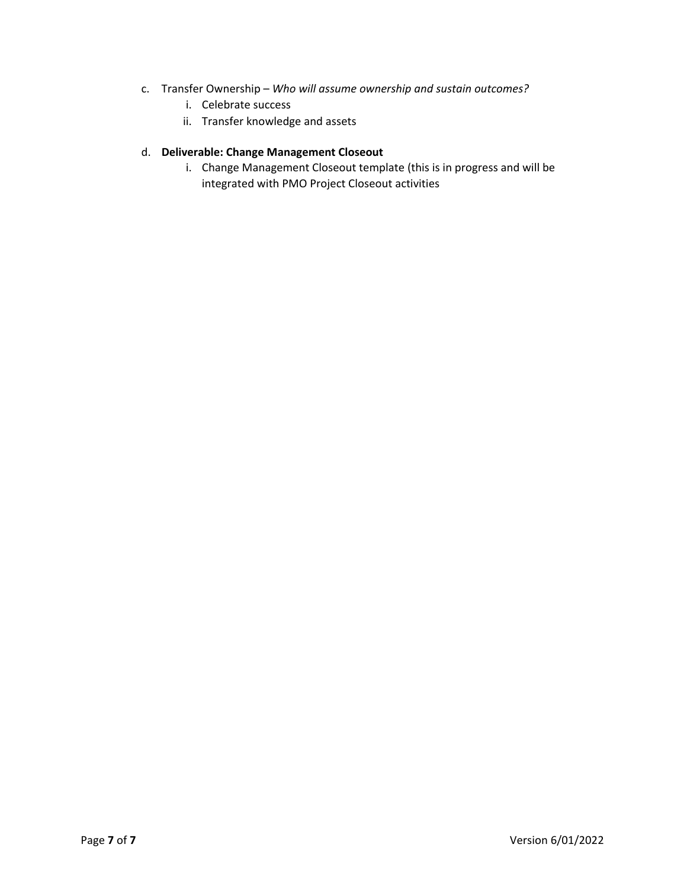c. Transfer Ownership – *Who will assume ownership and sustain outcomes?*
   i. Celebrate success
   ii. Transfer knowledge and assets

d. **Deliverable: Change Management Closeout**
   i. Change Management Closeout template (this is in progress and will be integrated with PMO Project Closeout activities